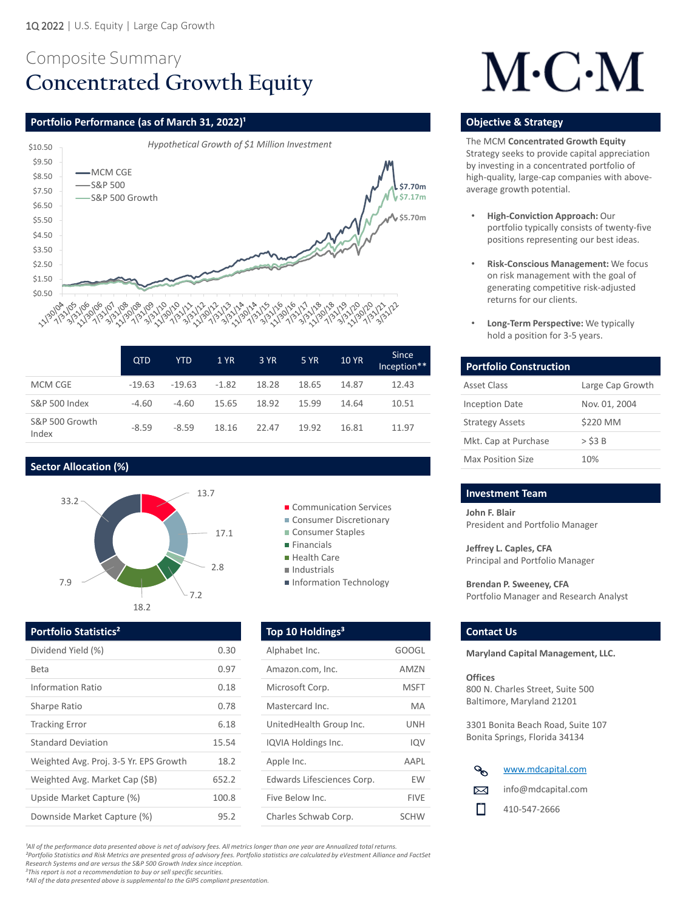1Q 2022 | U.S. Equity | Large Cap Growth

# Composite Summary

# Concentrated Growth Equity

M·C·M

## Portfolio Performance (as of March 31, 2022)[1]

Hypothetical Growth of $1 Million Investment

$10.50
$9.50
$8.50
$7.50
$6.50
$5.50
$4.50
$3.50
$2.50
$1.50
$0.50

MCM CGE
S&P 500
S&P 500 Growth

$7.70m
$7.17m
$5.70m

11/30/04, 7/31/05, 3/31/06, 11/30/06, 7/31/07, 3/31/08, 11/30/08, 7/31/09, 3/31/10, 11/30/10, 7/31/11, 3/31/12, 11/30/12, 7/31/13, 3/31/14, 11/30/14, 7/31/15, 3/31/16, 11/30/16, 7/31/17, 3/31/18, 11/30/18, 7/31/19, 3/31/20, 11/30/20, 7/31/21, 3/31/22

| | QTD | YTD | 1 YR | 3 YR | 5 YR | 10 YR | Since Inception** |
|---|---|---|---|---|---|---|---|
| MCM CGE | -19.63 | -19.63 | -1.82 | 18.28 | 18.65 | 14.87 | 12.43 |
| S&P 500 Index | -4.60 | -4.60 | 15.65 | 18.92 | 15.99 | 14.64 | 10.51 |
| S&P 500 Growth Index | -8.59 | -8.59 | 18.16 | 22.47 | 19.92 | 16.81 | 11.97 |

## Sector Allocation (%)

33.2
13.7
17.1
2.8
7.2
18.2
7.9

- Communication Services
- Consumer Discretionary
- Consumer Staples
- Financials
- Health Care
- Industrials
- Information Technology

## Portfolio Statistics[2]

| | |
|---|---|
| Dividend Yield (%) | 0.30 |
| Beta | 0.97 |
| Information Ratio | 0.18 |
| Sharpe Ratio | 0.78 |
| Tracking Error | 6.18 |
| Standard Deviation | 15.54 |
| Weighted Avg. Proj. 3-5 Yr. EPS Growth | 18.2 |
| Weighted Avg. Market Cap ($B) | 652.2 |
| Upside Market Capture (%) | 100.8 |
| Downside Market Capture (%) | 95.2 |

## Top 10 Holdings[3]

| | |
|---|---|
| Alphabet Inc. | GOOGL |
| Amazon.com, Inc. | AMZN |
| Microsoft Corp. | MSFT |
| Mastercard Inc. | MA |
| UnitedHealth Group Inc. | UNH |
| IQVIA Holdings Inc. | IQV |
| Apple Inc. | AAPL |
| Edwards Lifesciences Corp. | EW |
| Five Below Inc. | FIVE |
| Charles Schwab Corp. | SCHW |

## Objective & Strategy

The MCM **Concentrated Growth Equity** Strategy seeks to provide capital appreciation by investing in a concentrated portfolio of high-quality, large-cap companies with above-average growth potential.

- **High-Conviction Approach:** Our portfolio typically consists of twenty-five positions representing our best ideas.
- **Risk-Conscious Management:** We focus on risk management with the goal of generating competitive risk-adjusted returns for our clients.
- **Long-Term Perspective:** We typically hold a position for 3-5 years.

## Portfolio Construction

| | |
|---|---|
| Asset Class | Large Cap Growth |
| Inception Date | Nov. 01, 2004 |
| Strategy Assets | $220 MM |
| Mkt. Cap at Purchase | > $3 B |
| Max Position Size | 10% |

## Investment Team

**John F. Blair**
President and Portfolio Manager

**Jeffrey L. Caples, CFA**
Principal and Portfolio Manager

**Brendan P. Sweeney, CFA**
Portfolio Manager and Research Analyst

## Contact Us

**Maryland Capital Management, LLC.**

**Offices**
800 N. Charles Street, Suite 500
Baltimore, Maryland 21201

3301 Bonita Beach Road, Suite 107
Bonita Springs, Florida 34134

www.mdcapital.com
info@mdcapital.com
410-547-2666

*[1]All of the performance data presented above is net of advisory fees. All metrics longer than one year are Annualized total returns.*
*[2]Portfolio Statistics and Risk Metrics are presented gross of advisory fees. Portfolio statistics are calculated by eVestment Alliance and FactSet Research Systems and are versus the S&P 500 Growth Index since inception.*
*[3]This report is not a recommendation to buy or sell specific securities.*
*‡All of the data presented above is supplemental to the GIPS compliant presentation.*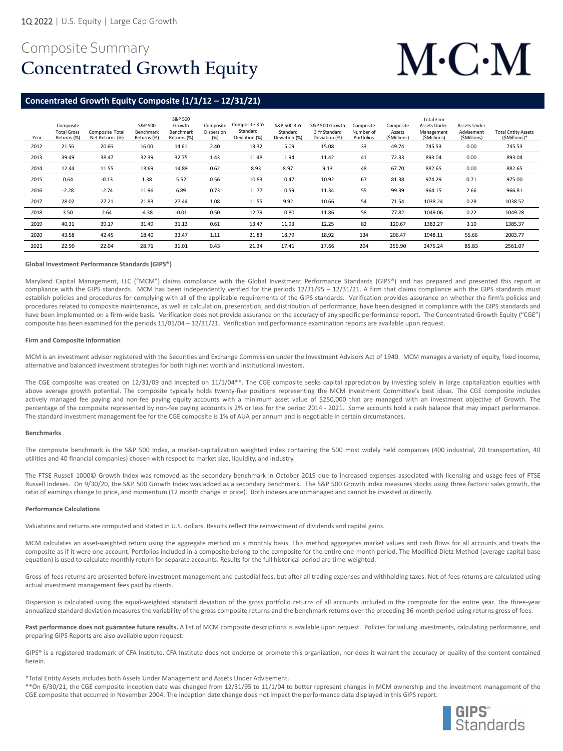1Q 2022 | U.S. Equity | Large Cap Growth

# Composite Summary
# Concentrated Growth Equity

M·C·M

## Concentrated Growth Equity Composite (1/1/12 – 12/31/21)

| Year | Composite Total Gross Returns (%) | Composite Total Net Returns (%) | S&P 500 Benchmark Returns (%) | S&P 500 Growth Benchmark Returns (%) | Composite Dispersion (%) | Composite 3 Yr Standard Deviation (%) | S&P 500 3 Yr Standard Deviation (%) | S&P 500 Growth 3 Yr Standard Deviation (%) | Composite Number of Portfolios | Composite Assets ($Millions) | Total Firm Assets Under Management ($Millions) | Assets Under Advisement ($Millions) | Total Entity Assets ($Millions)* |
|---|---|---|---|---|---|---|---|---|---|---|---|---|---|
| 2012 | 21.56 | 20.66 | 16.00 | 14.61 | 2.40 | 13.32 | 15.09 | 15.08 | 33 | 49.74 | 745.53 | 0.00 | 745.53 |
| 2013 | 39.49 | 38.47 | 32.39 | 32.75 | 1.43 | 11.48 | 11.94 | 11.42 | 41 | 72.33 | 893.04 | 0.00 | 893.04 |
| 2014 | 12.44 | 11.55 | 13.69 | 14.89 | 0.62 | 8.93 | 8.97 | 9.13 | 48 | 67.70 | 882.65 | 0.00 | 882.65 |
| 2015 | 0.64 | -0.13 | 1.38 | 5.52 | 0.56 | 10.83 | 10.47 | 10.92 | 67 | 81.38 | 974.29 | 0.71 | 975.00 |
| 2016 | -2.28 | -2.74 | 11.96 | 6.89 | 0.73 | 11.77 | 10.59 | 11.34 | 55 | 99.39 | 964.15 | 2.66 | 966.81 |
| 2017 | 28.02 | 27.21 | 21.83 | 27.44 | 1.08 | 11.55 | 9.92 | 10.66 | 54 | 71.54 | 1038.24 | 0.28 | 1038.52 |
| 2018 | 3.50 | 2.64 | -4.38 | -0.01 | 0.50 | 12.79 | 10.80 | 11.86 | 58 | 77.82 | 1049.06 | 0.22 | 1049.28 |
| 2019 | 40.31 | 39.17 | 31.49 | 31.13 | 0.61 | 13.47 | 11.93 | 12.25 | 82 | 120.67 | 1382.27 | 3.10 | 1385.37 |
| 2020 | 43.58 | 42.45 | 18.40 | 33.47 | 1.11 | 21.83 | 18.79 | 18.92 | 134 | 206.47 | 1948.11 | 55.66 | 2003.77 |
| 2021 | 22.99 | 22.04 | 28.71 | 31.01 | 0.43 | 21.34 | 17.41 | 17.66 | 204 | 256.90 | 2475.24 | 85.83 | 2561.07 |

### Global Investment Performance Standards (GIPS®)

Maryland Capital Management, LLC ("MCM") claims compliance with the Global Investment Performance Standards (GIPS®) and has prepared and presented this report in compliance with the GIPS standards. MCM has been independently verified for the periods 12/31/95 – 12/31/21. A firm that claims compliance with the GIPS standards must establish policies and procedures for complying with all of the applicable requirements of the GIPS standards. Verification provides assurance on whether the firm's policies and procedures related to composite maintenance, as well as calculation, presentation, and distribution of performance, have been designed in compliance with the GIPS standards and have been implemented on a firm-wide basis. Verification does not provide assurance on the accuracy of any specific performance report. The Concentrated Growth Equity ("CGE") composite has been examined for the periods 11/01/04 – 12/31/21. Verification and performance examination reports are available upon request.

### Firm and Composite Information

MCM is an investment advisor registered with the Securities and Exchange Commission under the Investment Advisors Act of 1940. MCM manages a variety of equity, fixed income, alternative and balanced investment strategies for both high net worth and institutional investors.

The CGE composite was created on 12/31/09 and incepted on 11/1/04**. The CGE composite seeks capital appreciation by investing solely in large capitalization equities with above average growth potential. The composite typically holds twenty-five positions representing the MCM Investment Committee's best ideas. The CGE composite includes actively managed fee paying and non-fee paying equity accounts with a minimum asset value of $250,000 that are managed with an investment objective of Growth. The percentage of the composite represented by non-fee paying accounts is 2% or less for the period 2014 - 2021. Some accounts hold a cash balance that may impact performance. The standard investment management fee for the CGE composite is 1% of AUA per annum and is negotiable in certain circumstances.

### Benchmarks

The composite benchmark is the S&P 500 Index, a market-capitalization weighted index containing the 500 most widely held companies (400 industrial, 20 transportation, 40 utilities and 40 financial companies) chosen with respect to market size, liquidity, and industry.

The FTSE Russell 1000© Growth Index was removed as the secondary benchmark in October 2019 due to increased expenses associated with licensing and usage fees of FTSE Russell Indexes. On 9/30/20, the S&P 500 Growth Index was added as a secondary benchmark. The S&P 500 Growth Index measures stocks using three factors: sales growth, the ratio of earnings change to price, and momentum (12 month change in price). Both indexes are unmanaged and cannot be invested in directly.

### Performance Calculations

Valuations and returns are computed and stated in U.S. dollars. Results reflect the reinvestment of dividends and capital gains.

MCM calculates an asset-weighted return using the aggregate method on a monthly basis. This method aggregates market values and cash flows for all accounts and treats the composite as if it were one account. Portfolios included in a composite belong to the composite for the entire one-month period. The Modified Dietz Method (average capital base equation) is used to calculate monthly return for separate accounts. Results for the full historical period are time-weighted.

Gross-of-fees returns are presented before investment management and custodial fees, but after all trading expenses and withholding taxes. Net-of-fees returns are calculated using actual investment management fees paid by clients.

Dispersion is calculated using the equal-weighted standard deviation of the gross portfolio returns of all accounts included in the composite for the entire year. The three-year annualized standard deviation measures the variability of the gross composite returns and the benchmark returns over the preceding 36-month period using returns gross of fees.

**Past performance does not guarantee future results.** A list of MCM composite descriptions is available upon request. Policies for valuing investments, calculating performance, and preparing GIPS Reports are also available upon request.

GIPS® is a registered trademark of CFA Institute. CFA Institute does not endorse or promote this organization, nor does it warrant the accuracy or quality of the content contained herein.

*Total Entity Assets includes both Assets Under Management and Assets Under Advisement.

**On 6/30/21, the CGE composite inception date was changed from 12/31/95 to 11/1/04 to better represent changes in MCM ownership and the investment management of the CGE composite that occurred in November 2004. The inception date change does not impact the performance data displayed in this GIPS report.

GIPS® Standards